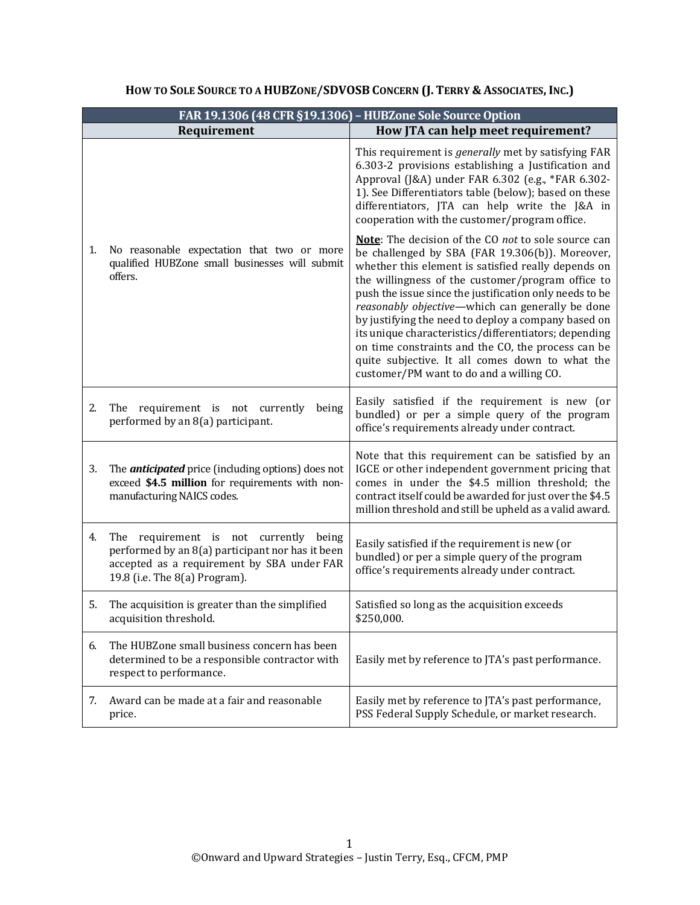# How to Sole Source to a HUBZone/SDVOSB Concern (J. Terry & Associates, Inc.)

| FAR 19.1306 (48 CFR §19.1306) – HUBZone Sole Source Option | |
|---|---|
| **Requirement** | **How JTA can help meet requirement?** |
| 1. No reasonable expectation that two or more qualified HUBZone small businesses will submit offers. | This requirement is *generally* met by satisfying FAR 6.303-2 provisions establishing a Justification and Approval (J&A) under FAR 6.302 (e.g., *FAR 6.302-1). See Differentiators table (below); based on these differentiators, JTA can help write the J&A in cooperation with the customer/program office.<br><br>**Note**: The decision of the CO *not* to sole source can be challenged by SBA (FAR 19.306(b)). Moreover, whether this element is satisfied really depends on the willingness of the customer/program office to push the issue since the justification only needs to be *reasonably objective*—which can generally be done by justifying the need to deploy a company based on its unique characteristics/differentiators; depending on time constraints and the CO, the process can be quite subjective. It all comes down to what the customer/PM want to do and a willing CO. |
| 2. The requirement is not currently being performed by an 8(a) participant. | Easily satisfied if the requirement is new (or bundled) or per a simple query of the program office's requirements already under contract. |
| 3. The ***anticipated*** price (including options) does not exceed **$4.5 million** for requirements with non-manufacturing NAICS codes. | Note that this requirement can be satisfied by an IGCE or other independent government pricing that comes in under the $4.5 million threshold; the contract itself could be awarded for just over the $4.5 million threshold and still be upheld as a valid award. |
| 4. The requirement is not currently being performed by an 8(a) participant nor has it been accepted as a requirement by SBA under FAR 19.8 (i.e. The 8(a) Program). | Easily satisfied if the requirement is new (or bundled) or per a simple query of the program office's requirements already under contract. |
| 5. The acquisition is greater than the simplified acquisition threshold. | Satisfied so long as the acquisition exceeds $250,000. |
| 6. The HUBZone small business concern has been determined to be a responsible contractor with respect to performance. | Easily met by reference to JTA's past performance. |
| 7. Award can be made at a fair and reasonable price. | Easily met by reference to JTA's past performance, PSS Federal Supply Schedule, or market research. |

©Onward and Upward Strategies – Justin Terry, Esq., CFCM, PMP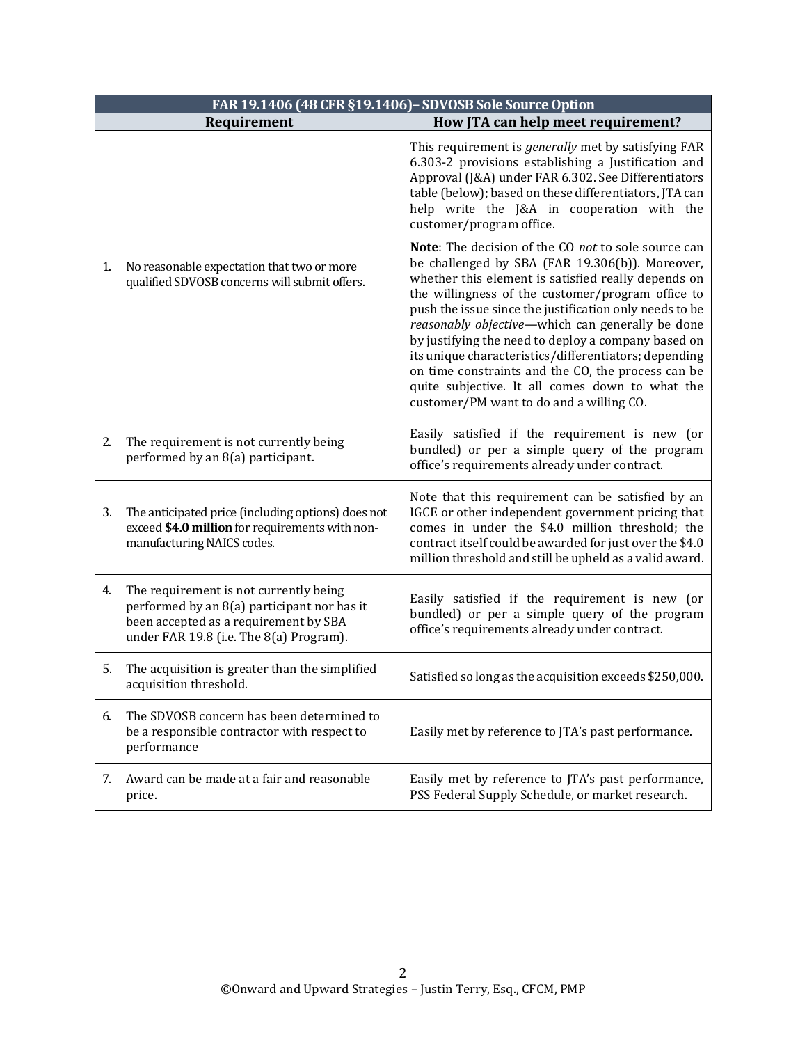| FAR 19.1406 (48 CFR §19.1406)– SDVOSB Sole Source Option | |
|---|---|
| **Requirement** | **How JTA can help meet requirement?** |
| 1. No reasonable expectation that two or more qualified SDVOSB concerns will submit offers. | This requirement is *generally* met by satisfying FAR 6.303-2 provisions establishing a Justification and Approval (J&A) under FAR 6.302. See Differentiators table (below); based on these differentiators, JTA can help write the J&A in cooperation with the customer/program office.<br><br>**<u>Note</u>**: The decision of the CO *not* to sole source can be challenged by SBA (FAR 19.306(b)). Moreover, whether this element is satisfied really depends on the willingness of the customer/program office to push the issue since the justification only needs to be *reasonably objective*—which can generally be done by justifying the need to deploy a company based on its unique characteristics/differentiators; depending on time constraints and the CO, the process can be quite subjective. It all comes down to what the customer/PM want to do and a willing CO. |
| 2. The requirement is not currently being performed by an 8(a) participant. | Easily satisfied if the requirement is new (or bundled) or per a simple query of the program office's requirements already under contract. |
| 3. The anticipated price (including options) does not exceed **$4.0 million** for requirements with non-manufacturing NAICS codes. | Note that this requirement can be satisfied by an IGCE or other independent government pricing that comes in under the $4.0 million threshold; the contract itself could be awarded for just over the $4.0 million threshold and still be upheld as a valid award. |
| 4. The requirement is not currently being performed by an 8(a) participant nor has it been accepted as a requirement by SBA under FAR 19.8 (i.e. The 8(a) Program). | Easily satisfied if the requirement is new (or bundled) or per a simple query of the program office's requirements already under contract. |
| 5. The acquisition is greater than the simplified acquisition threshold. | Satisfied so long as the acquisition exceeds $250,000. |
| 6. The SDVOSB concern has been determined to be a responsible contractor with respect to performance | Easily met by reference to JTA's past performance. |
| 7. Award can be made at a fair and reasonable price. | Easily met by reference to JTA's past performance, PSS Federal Supply Schedule, or market research. |

©Onward and Upward Strategies – Justin Terry, Esq., CFCM, PMP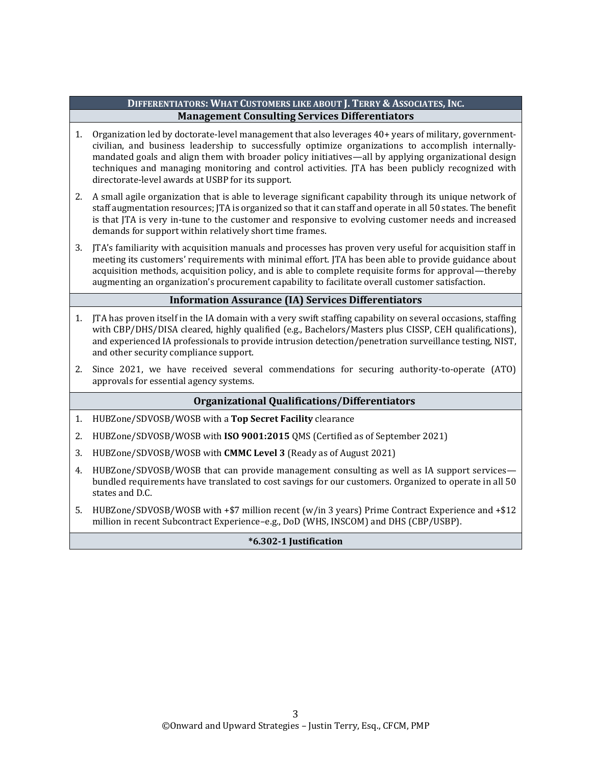## DIFFERENTIATORS: WHAT CUSTOMERS LIKE ABOUT J. TERRY & ASSOCIATES, INC.

### Management Consulting Services Differentiators

1. Organization led by doctorate-level management that also leverages 40+ years of military, government-civilian, and business leadership to successfully optimize organizations to accomplish internally-mandated goals and align them with broader policy initiatives—all by applying organizational design techniques and managing monitoring and control activities. JTA has been publicly recognized with directorate-level awards at USBP for its support.
2. A small agile organization that is able to leverage significant capability through its unique network of staff augmentation resources; JTA is organized so that it can staff and operate in all 50 states. The benefit is that JTA is very in-tune to the customer and responsive to evolving customer needs and increased demands for support within relatively short time frames.
3. JTA's familiarity with acquisition manuals and processes has proven very useful for acquisition staff in meeting its customers' requirements with minimal effort. JTA has been able to provide guidance about acquisition methods, acquisition policy, and is able to complete requisite forms for approval—thereby augmenting an organization's procurement capability to facilitate overall customer satisfaction.

### Information Assurance (IA) Services Differentiators

1. JTA has proven itself in the IA domain with a very swift staffing capability on several occasions, staffing with CBP/DHS/DISA cleared, highly qualified (e.g., Bachelors/Masters plus CISSP, CEH qualifications), and experienced IA professionals to provide intrusion detection/penetration surveillance testing, NIST, and other security compliance support.
2. Since 2021, we have received several commendations for securing authority-to-operate (ATO) approvals for essential agency systems.

### Organizational Qualifications/Differentiators

1. HUBZone/SDVOSB/WOSB with a **Top Secret Facility** clearance
2. HUBZone/SDVOSB/WOSB with **ISO 9001:2015** QMS (Certified as of September 2021)
3. HUBZone/SDVOSB/WOSB with **CMMC Level 3** (Ready as of August 2021)
4. HUBZone/SDVOSB/WOSB that can provide management consulting as well as IA support services—bundled requirements have translated to cost savings for our customers. Organized to operate in all 50 states and D.C.
5. HUBZone/SDVOSB/WOSB with +$7 million recent (w/in 3 years) Prime Contract Experience and +$12 million in recent Subcontract Experience–e.g., DoD (WHS, INSCOM) and DHS (CBP/USBP).

**\*6.302-1 Justification**

©Onward and Upward Strategies – Justin Terry, Esq., CFCM, PMP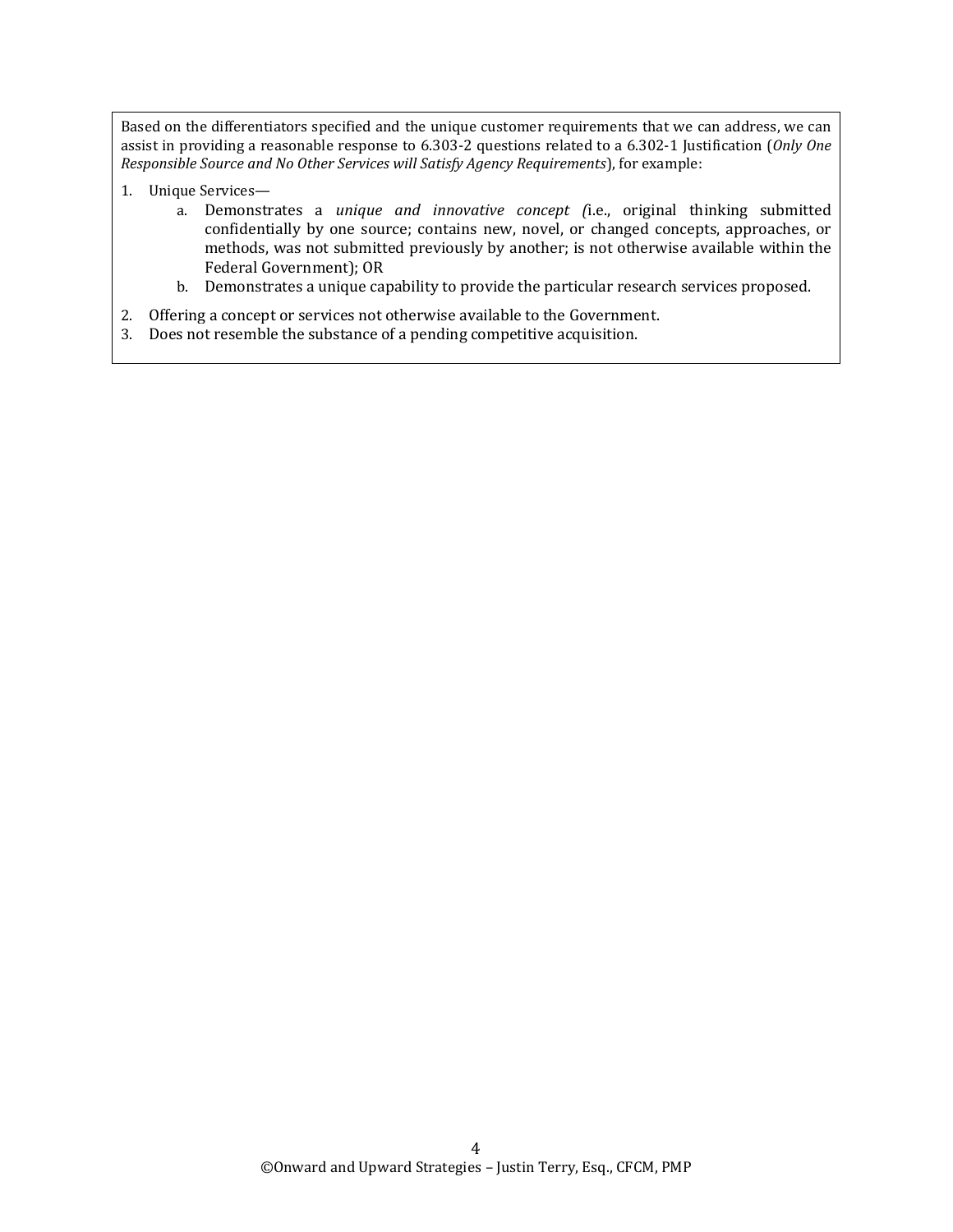Based on the differentiators specified and the unique customer requirements that we can address, we can assist in providing a reasonable response to 6.303-2 questions related to a 6.302-1 Justification (*Only One Responsible Source and No Other Services will Satisfy Agency Requirements*), for example:

1. Unique Services—
    a. Demonstrates a *unique and innovative concept (*i.e., original thinking submitted confidentially by one source; contains new, novel, or changed concepts, approaches, or methods, was not submitted previously by another; is not otherwise available within the Federal Government); OR
    b. Demonstrates a unique capability to provide the particular research services proposed.
2. Offering a concept or services not otherwise available to the Government.
3. Does not resemble the substance of a pending competitive acquisition.